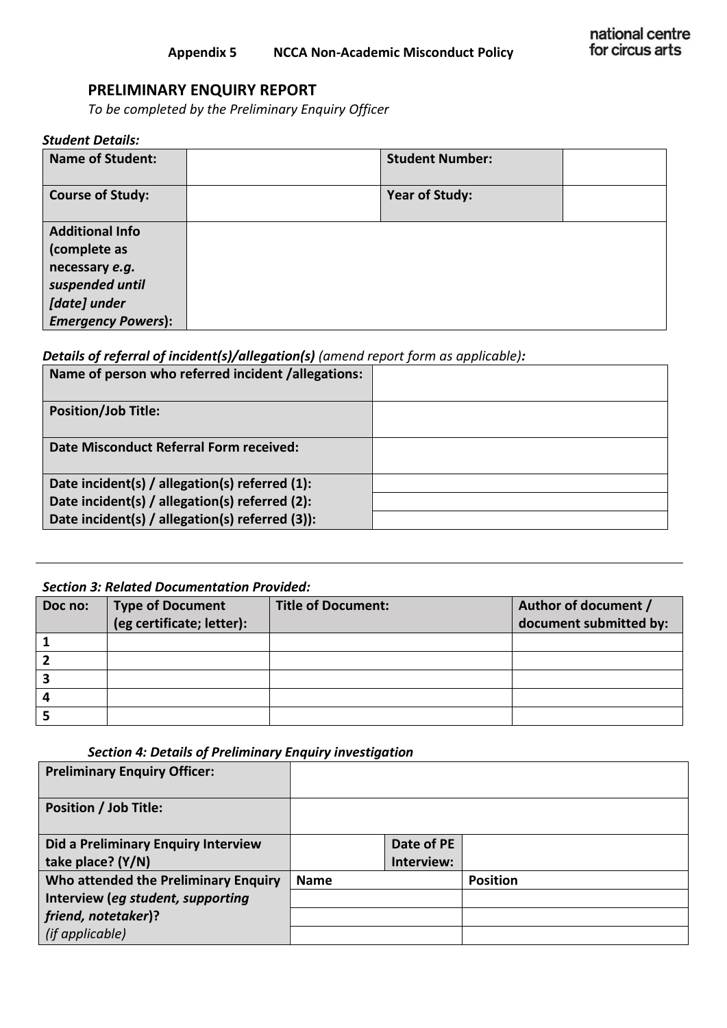**Appendix 5 NCCA Non-Academic Misconduct Policy**

national centre for circus arts

## PRELIMINARY ENQUIRY REPORT

*To be completed by the Preliminary Enquiry Officer*

***Student Details:***

| **Name of Student:** | | **Student Number:** | |
|---|---|---|---|
| **Course of Study:** | | **Year of Study:** | |
| **Additional Info (complete as necessary *e.g. suspended until [date] under Emergency Powers*):** | | | |

***Details of referral of incident(s)/allegation(s)*** *(amend report form as applicable)**:***

| **Name of person who referred incident /allegations:** | |
|---|---|
| **Position/Job Title:** | |
| **Date Misconduct Referral Form received:** | |
| **Date incident(s) / allegation(s) referred (1):** | |
| **Date incident(s) / allegation(s) referred (2):** | |
| **Date incident(s) / allegation(s) referred (3)):** | |

---

***Section 3: Related Documentation Provided:***

| Doc no: | Type of Document (eg certificate; letter): | Title of Document: | Author of document / document submitted by: |
|---|---|---|---|
| **1** | | | |
| **2** | | | |
| **3** | | | |
| **4** | | | |
| **5** | | | |

***Section 4: Details of Preliminary Enquiry investigation***

| **Preliminary Enquiry Officer:** | | | |
|---|---|---|---|
| **Position / Job Title:** | | | |
| **Did a Preliminary Enquiry Interview take place? (Y/N)** | | **Date of PE Interview:** | |
| **Who attended the Preliminary Enquiry Interview (*eg student, supporting friend, notetaker*)?** *(if applicable)* | **Name** | | **Position** |
| | | | |
| | | | |
| | | | |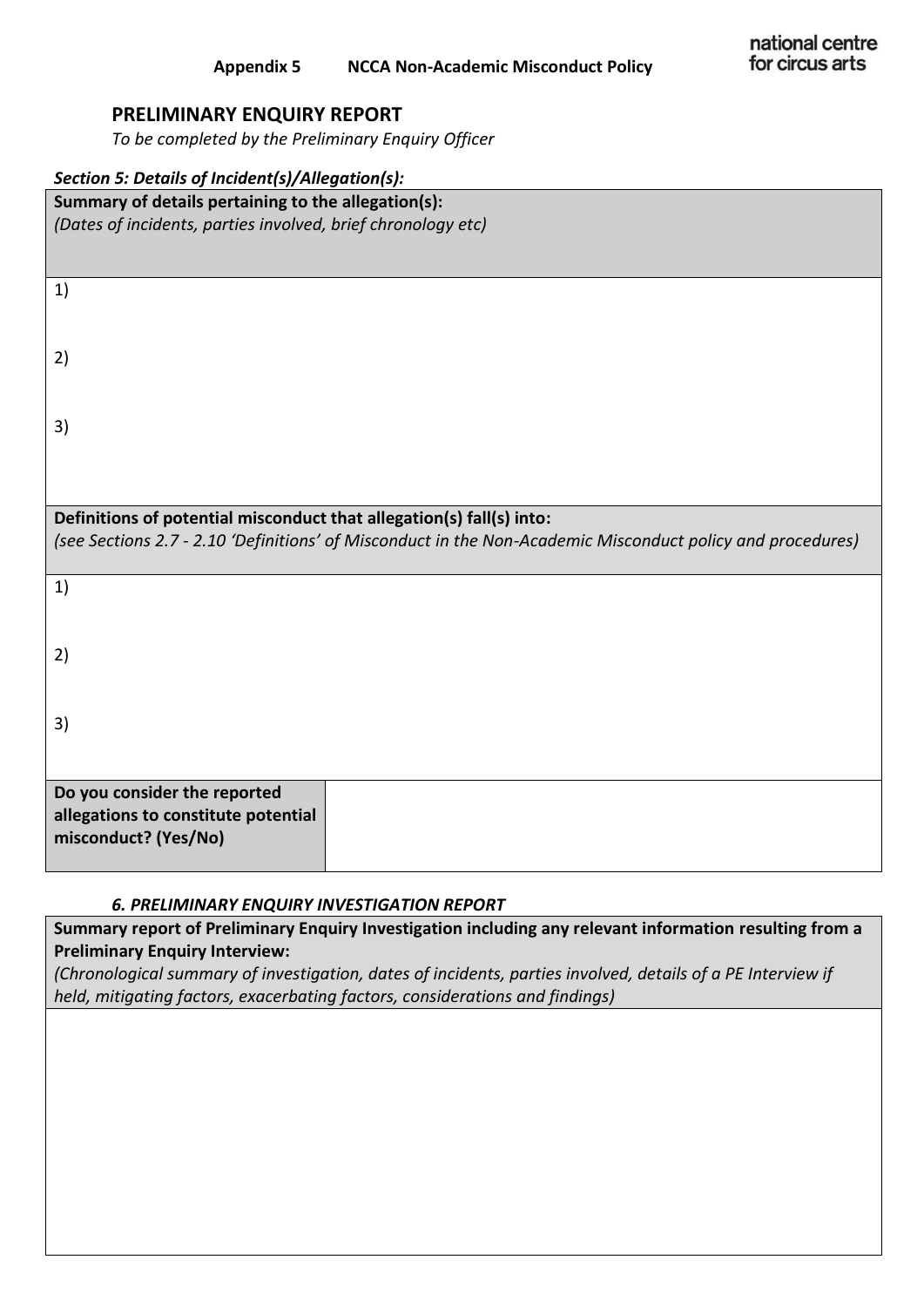## PRELIMINARY ENQUIRY REPORT

*To be completed by the Preliminary Enquiry Officer*

### *Section 5: Details of Incident(s)/Allegation(s):*

| **Summary of details pertaining to the allegation(s):** *(Dates of incidents, parties involved, brief chronology etc)* |
|---|
| 1) |
| 2) |
| 3) |

| **Definitions of potential misconduct that allegation(s) fall(s) into:** *(see Sections 2.7 - 2.10 'Definitions' of Misconduct in the Non-Academic Misconduct policy and procedures)* |
|---|
| 1) |
| 2) |
| 3) |

| **Do you consider the reported allegations to constitute potential misconduct? (Yes/No)** | |
|---|---|

### *6. PRELIMINARY ENQUIRY INVESTIGATION REPORT*

| **Summary report of Preliminary Enquiry Investigation including any relevant information resulting from a Preliminary Enquiry Interview:** *(Chronological summary of investigation, dates of incidents, parties involved, details of a PE Interview if held, mitigating factors, exacerbating factors, considerations and findings)* |
|---|
| |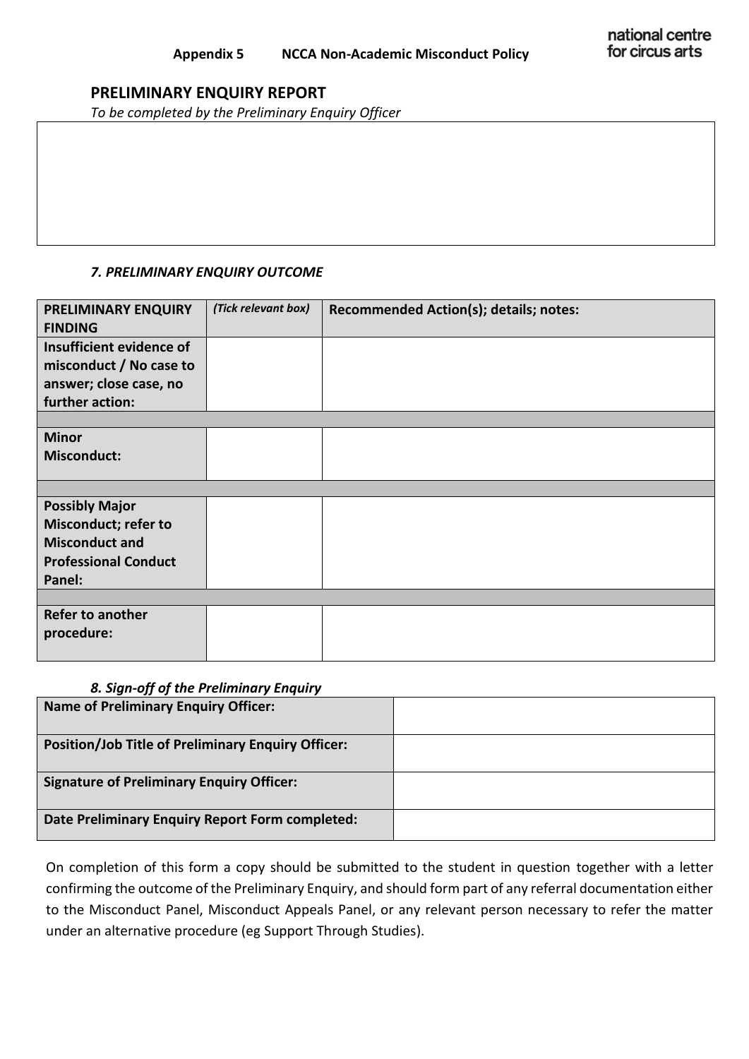## PRELIMINARY ENQUIRY REPORT

*To be completed by the Preliminary Enquiry Officer*

| |
|---|
| |

### *7. PRELIMINARY ENQUIRY OUTCOME*

| **PRELIMINARY ENQUIRY FINDING** | ***(Tick relevant box)*** | **Recommended Action(s); details; notes:** |
|---|---|---|
| **Insufficient evidence of misconduct / No case to answer; close case, no further action:** | | |
| | | |
| **Minor Misconduct:** | | |
| | | |
| **Possibly Major Misconduct; refer to Misconduct and Professional Conduct Panel:** | | |
| | | |
| **Refer to another procedure:** | | |

### *8. Sign-off of the Preliminary Enquiry*

| | |
|---|---|
| **Name of Preliminary Enquiry Officer:** | |
| **Position/Job Title of Preliminary Enquiry Officer:** | |
| **Signature of Preliminary Enquiry Officer:** | |
| **Date Preliminary Enquiry Report Form completed:** | |

On completion of this form a copy should be submitted to the student in question together with a letter confirming the outcome of the Preliminary Enquiry, and should form part of any referral documentation either to the Misconduct Panel, Misconduct Appeals Panel, or any relevant person necessary to refer the matter under an alternative procedure (eg Support Through Studies).